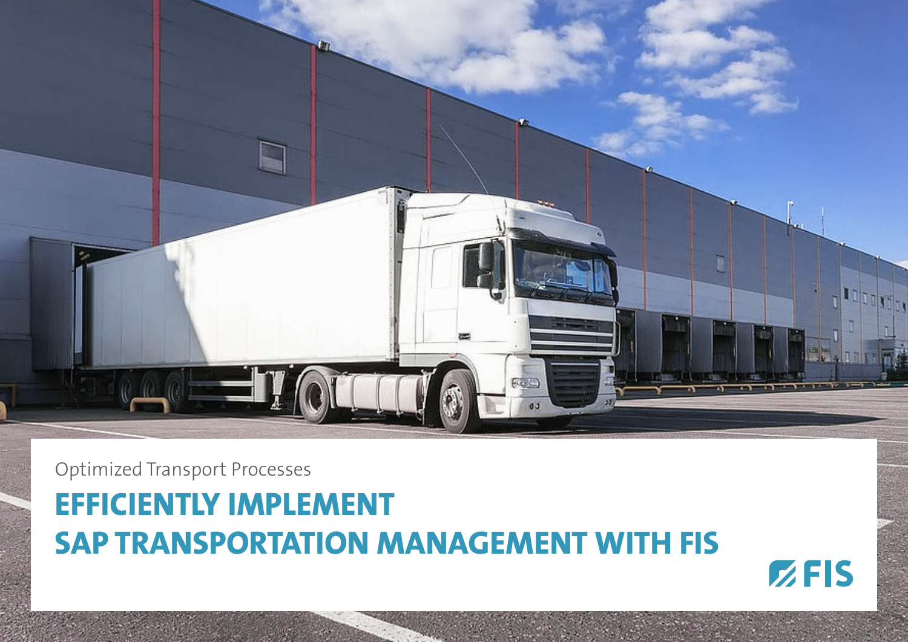Optimized Transport Processes

# EFFICIENTLY IMPLEMENT SAP TRANSPORTATION MANAGEMENT WITH FIS

FIS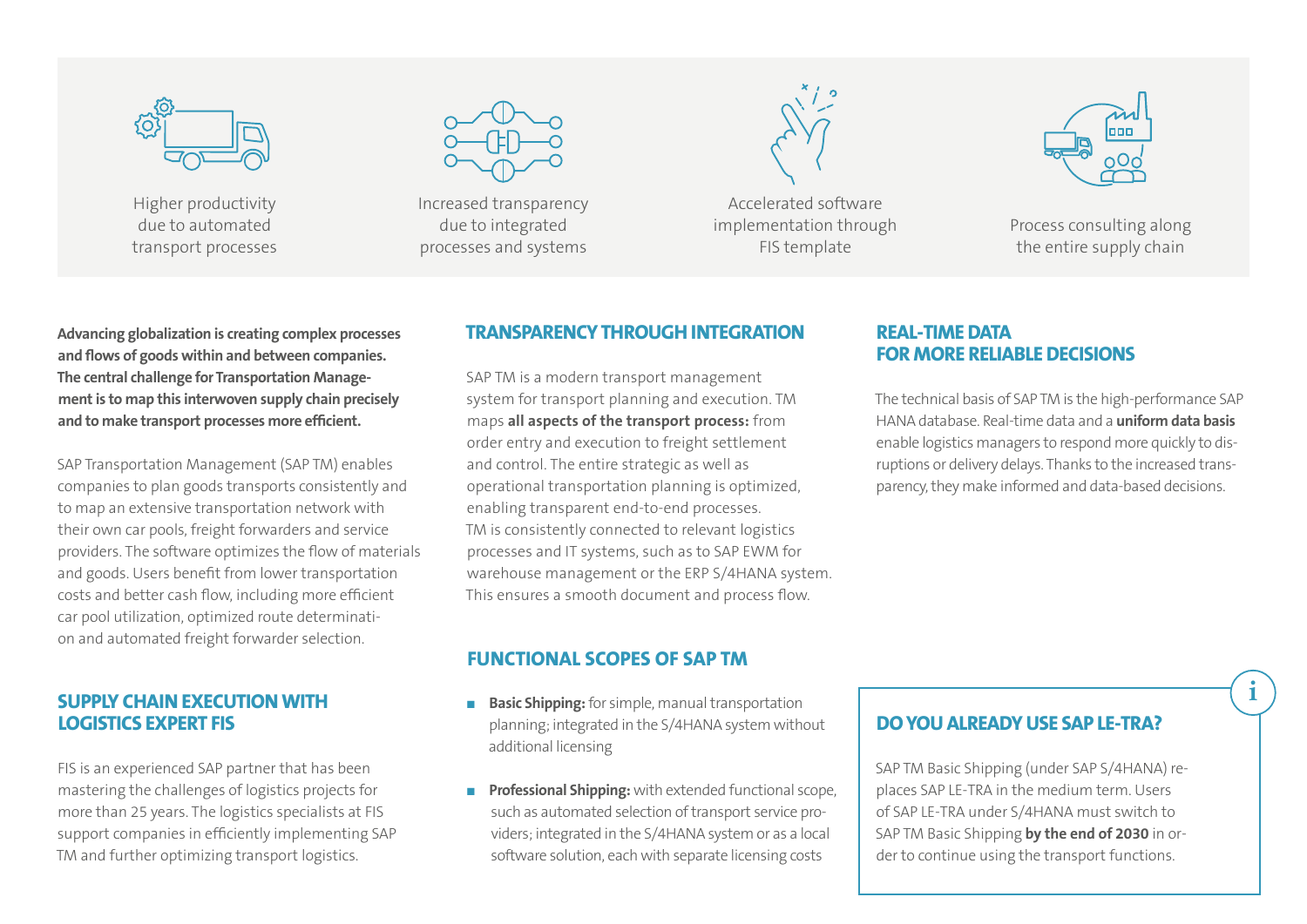Higher productivity due to automated transport processes

Increased transparency due to integrated processes and systems

Accelerated software implementation through FIS template

Process consulting along the entire supply chain

**Advancing globalization is creating complex processes and flows of goods within and between companies. The central challenge for Transportation Management is to map this interwoven supply chain precisely and to make transport processes more efficient.**

SAP Transportation Management (SAP TM) enables companies to plan goods transports consistently and to map an extensive transportation network with their own car pools, freight forwarders and service providers. The software optimizes the flow of materials and goods. Users benefit from lower transportation costs and better cash flow, including more efficient car pool utilization, optimized route determination and automated freight forwarder selection.

## SUPPLY CHAIN EXECUTION WITH LOGISTICS EXPERT FIS

FIS is an experienced SAP partner that has been mastering the challenges of logistics projects for more than 25 years. The logistics specialists at FIS support companies in efficiently implementing SAP TM and further optimizing transport logistics.

## TRANSPARENCY THROUGH INTEGRATION

SAP TM is a modern transport management system for transport planning and execution. TM maps **all aspects of the transport process:** from order entry and execution to freight settlement and control. The entire strategic as well as operational transportation planning is optimized, enabling transparent end-to-end processes. TM is consistently connected to relevant logistics processes and IT systems, such as to SAP EWM for warehouse management or the ERP S/4HANA system. This ensures a smooth document and process flow.

## FUNCTIONAL SCOPES OF SAP TM

- **Basic Shipping:** for simple, manual transportation planning; integrated in the S/4HANA system without additional licensing
- **Professional Shipping:** with extended functional scope, such as automated selection of transport service providers; integrated in the S/4HANA system or as a local software solution, each with separate licensing costs

## REAL-TIME DATA FOR MORE RELIABLE DECISIONS

The technical basis of SAP TM is the high-performance SAP HANA database. Real-time data and a **uniform data basis** enable logistics managers to respond more quickly to disruptions or delivery delays. Thanks to the increased transparency, they make informed and data-based decisions.

## DO YOU ALREADY USE SAP LE-TRA?

SAP TM Basic Shipping (under SAP S/4HANA) replaces SAP LE-TRA in the medium term. Users of SAP LE-TRA under S/4HANA must switch to SAP TM Basic Shipping **by the end of 2030** in order to continue using the transport functions.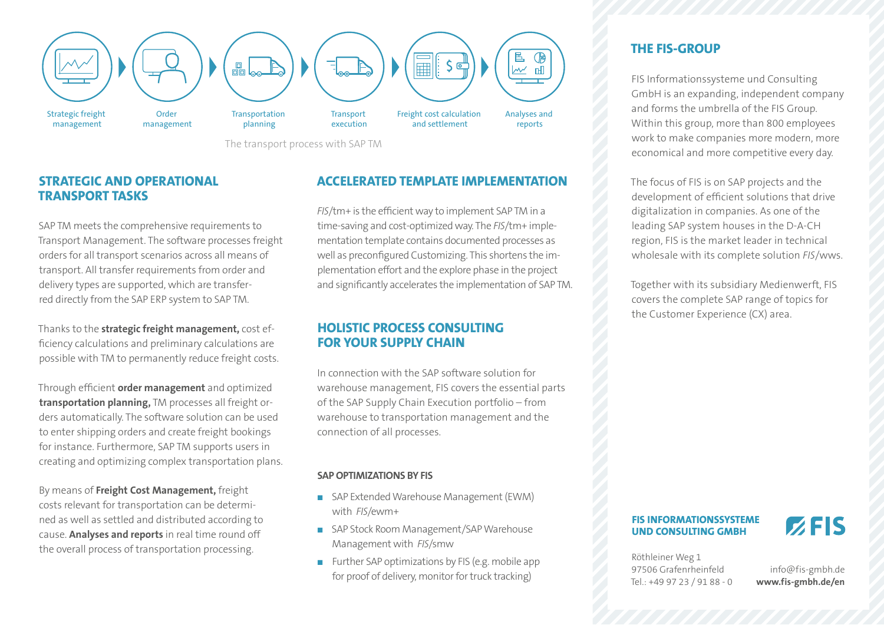Strategic freight management

Order management

Transportation planning

Transport execution

Freight cost calculation and settlement

Analyses and reports

The transport process with SAP TM

## STRATEGIC AND OPERATIONAL TRANSPORT TASKS

SAP TM meets the comprehensive requirements to Transport Management. The software processes freight orders for all transport scenarios across all means of transport. All transfer requirements from order and delivery types are supported, which are transferred directly from the SAP ERP system to SAP TM.

Thanks to the **strategic freight management,** cost efficiency calculations and preliminary calculations are possible with TM to permanently reduce freight costs.

Through efficient **order management** and optimized **transportation planning,** TM processes all freight orders automatically. The software solution can be used to enter shipping orders and create freight bookings for instance. Furthermore, SAP TM supports users in creating and optimizing complex transportation plans.

By means of **Freight Cost Management,** freight costs relevant for transportation can be determined as well as settled and distributed according to cause. **Analyses and reports** in real time round off the overall process of transportation processing.

## ACCELERATED TEMPLATE IMPLEMENTATION

*FIS*/tm+ is the efficient way to implement SAP TM in a time-saving and cost-optimized way. The *FIS*/tm+ implementation template contains documented processes as well as preconfigured Customizing. This shortens the implementation effort and the explore phase in the project and significantly accelerates the implementation of SAP TM.

## HOLISTIC PROCESS CONSULTING FOR YOUR SUPPLY CHAIN

In connection with the SAP software solution for warehouse management, FIS covers the essential parts of the SAP Supply Chain Execution portfolio – from warehouse to transportation management and the connection of all processes.

#### SAP OPTIMIZATIONS BY FIS

- SAP Extended Warehouse Management (EWM) with *FIS*/ewm+
- SAP Stock Room Management/SAP Warehouse Management with *FIS*/smw
- Further SAP optimizations by FIS (e.g. mobile app for proof of delivery, monitor for truck tracking)

## THE FIS-GROUP

FIS Informationssysteme und Consulting GmbH is an expanding, independent company and forms the umbrella of the FIS Group. Within this group, more than 800 employees work to make companies more modern, more economical and more competitive every day.

The focus of FIS is on SAP projects and the development of efficient solutions that drive digitalization in companies. As one of the leading SAP system houses in the D-A-CH region, FIS is the market leader in technical wholesale with its complete solution *FIS*/wws.

Together with its subsidiary Medienwerft, FIS covers the complete SAP range of topics for the Customer Experience (CX) area.

**FIS INFORMATIONSSYSTEME UND CONSULTING GMBH**

FIS

Röthleiner Weg 1
97506 Grafenrheinfeld
Tel.: +49 97 23 / 91 88 - 0

info@fis-gmbh.de
**www.fis-gmbh.de/en**